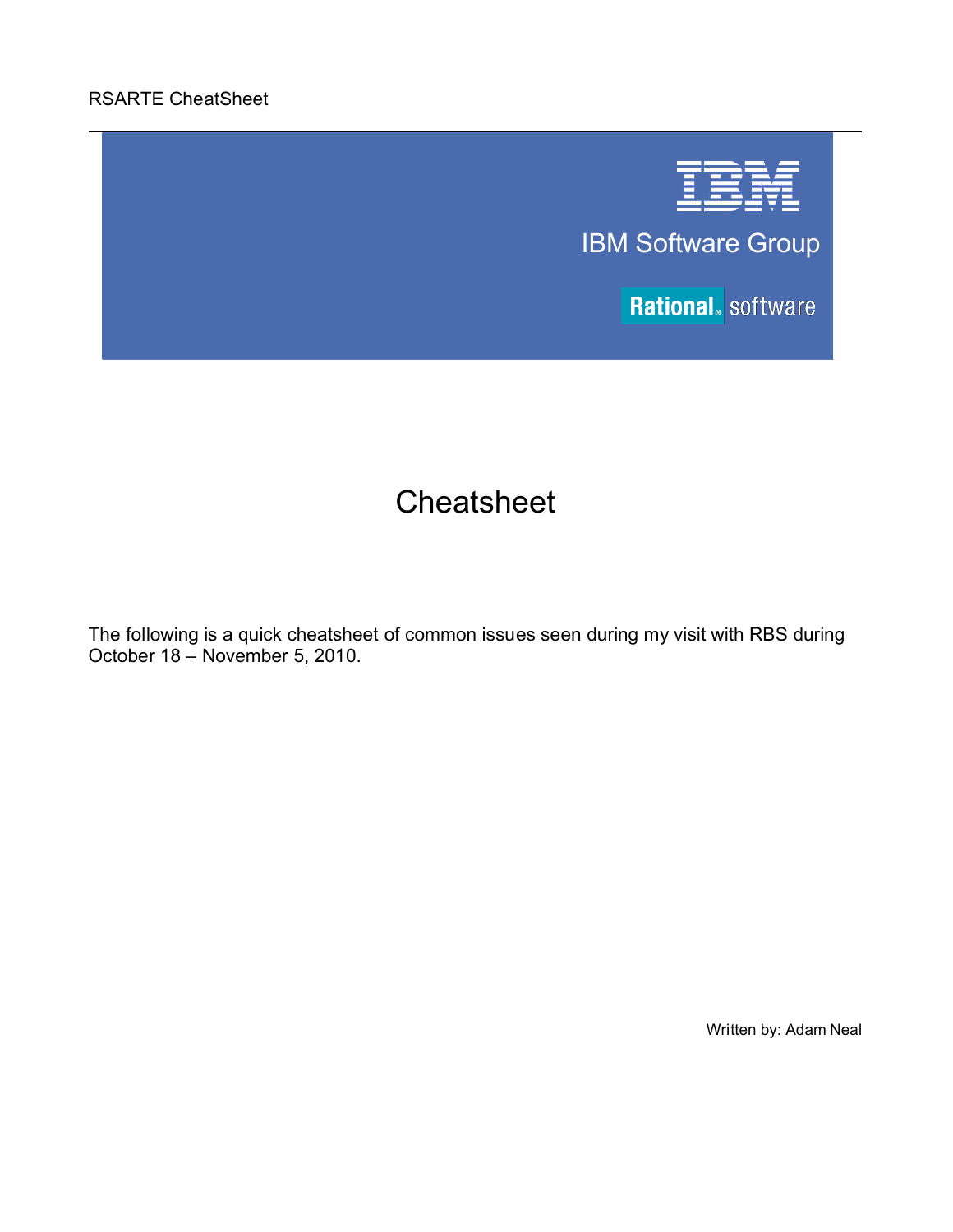# Cheatsheet

The following is a quick cheatsheet of common issues seen during my visit with RBS during October 18 – November 5, 2010.

Written by: Adam Neal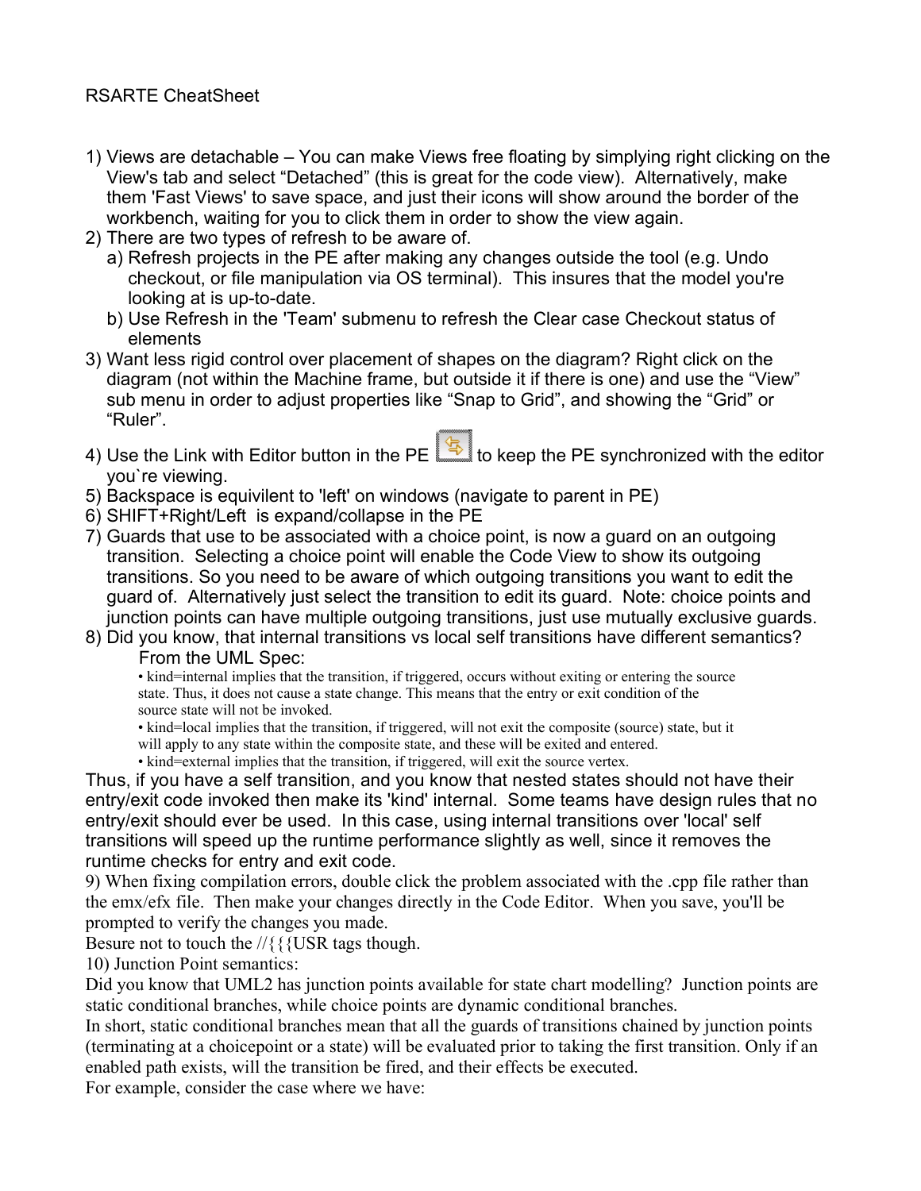RSARTE CheatSheet

1) Views are detachable – You can make Views free floating by simplying right clicking on the View's tab and select "Detached" (this is great for the code view). Alternatively, make them 'Fast Views' to save space, and just their icons will show around the border of the workbench, waiting for you to click them in order to show the view again.
2) There are two types of refresh to be aware of.
   a) Refresh projects in the PE after making any changes outside the tool (e.g. Undo checkout, or file manipulation via OS terminal). This insures that the model you're looking at is up-to-date.
   b) Use Refresh in the 'Team' submenu to refresh the Clear case Checkout status of elements
3) Want less rigid control over placement of shapes on the diagram? Right click on the diagram (not within the Machine frame, but outside it if there is one) and use the "View" sub menu in order to adjust properties like "Snap to Grid", and showing the "Grid" or "Ruler".
4) Use the Link with Editor button in the PE to keep the PE synchronized with the editor you`re viewing.
5) Backspace is equivilent to 'left' on windows (navigate to parent in PE)
6) SHIFT+Right/Left is expand/collapse in the PE
7) Guards that use to be associated with a choice point, is now a guard on an outgoing transition. Selecting a choice point will enable the Code View to show its outgoing transitions. So you need to be aware of which outgoing transitions you want to edit the guard of. Alternatively just select the transition to edit its guard. Note: choice points and junction points can have multiple outgoing transitions, just use mutually exclusive guards.
8) Did you know, that internal transitions vs local self transitions have different semantics?

   From the UML Spec:

   - kind=internal implies that the transition, if triggered, occurs without exiting or entering the source state. Thus, it does not cause a state change. This means that the entry or exit condition of the source state will not be invoked.
   - kind=local implies that the transition, if triggered, will not exit the composite (source) state, but it will apply to any state within the composite state, and these will be exited and entered.
   - kind=external implies that the transition, if triggered, will exit the source vertex.

Thus, if you have a self transition, and you know that nested states should not have their entry/exit code invoked then make its 'kind' internal. Some teams have design rules that no entry/exit should ever be used. In this case, using internal transitions over 'local' self transitions will speed up the runtime performance slightly as well, since it removes the runtime checks for entry and exit code.

9) When fixing compilation errors, double click the problem associated with the .cpp file rather than the emx/efx file. Then make your changes directly in the Code Editor. When you save, you'll be prompted to verify the changes you made.

Besure not to touch the //{{{USR tags though.

10) Junction Point semantics:

Did you know that UML2 has junction points available for state chart modelling? Junction points are static conditional branches, while choice points are dynamic conditional branches.

In short, static conditional branches mean that all the guards of transitions chained by junction points (terminating at a choicepoint or a state) will be evaluated prior to taking the first transition. Only if an enabled path exists, will the transition be fired, and their effects be executed.

For example, consider the case where we have: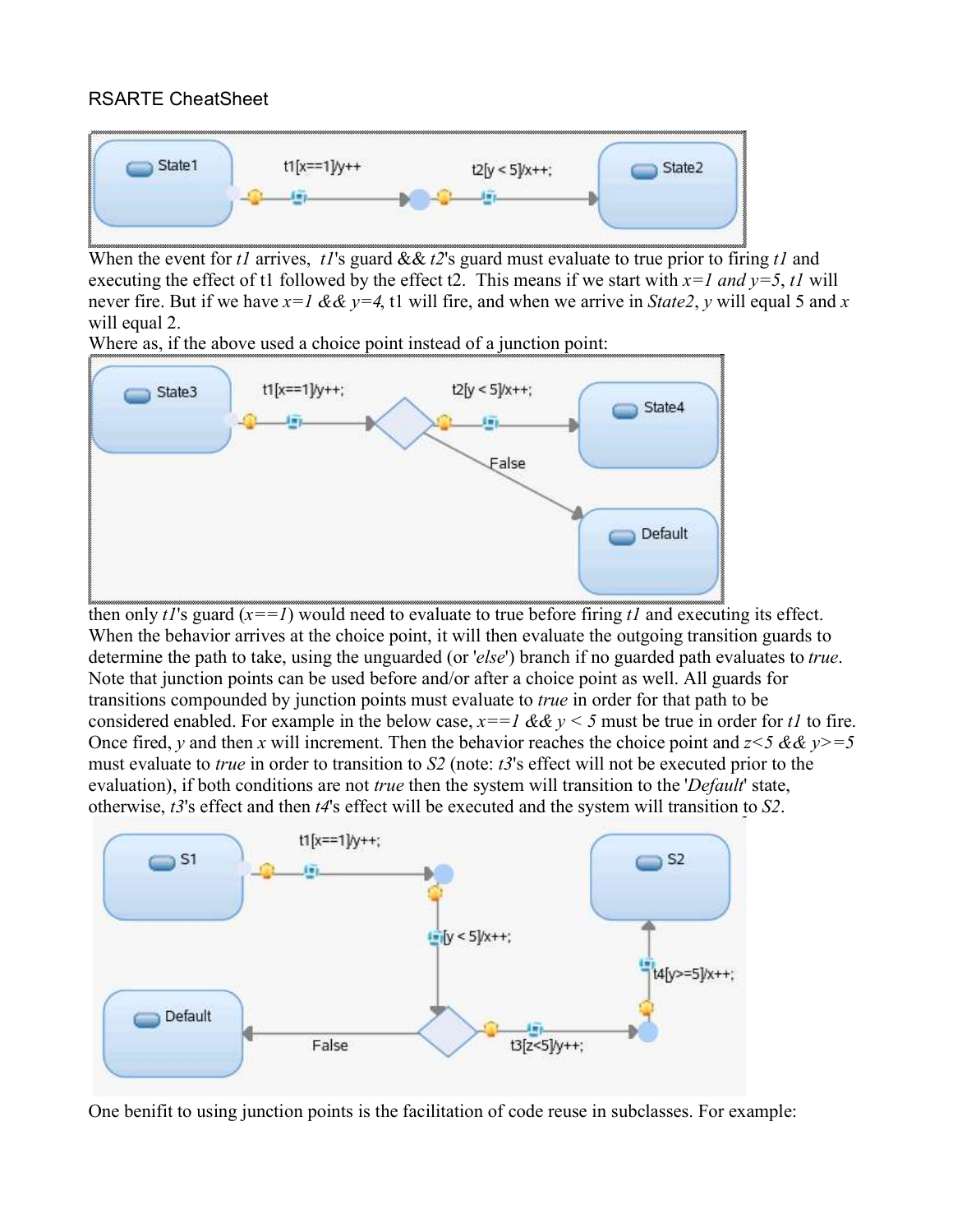RSARTE CheatSheet

When the event for *t1* arrives, *t1*'s guard && *t2*'s guard must evaluate to true prior to firing *t1* and executing the effect of t1 followed by the effect t2. This means if we start with *x=1 and y=5*, *t1* will never fire. But if we have *x=1 && y=4*, t1 will fire, and when we arrive in *State2*, *y* will equal 5 and *x* will equal 2.

Where as, if the above used a choice point instead of a junction point:

then only *t1*'s guard (*x==1*) would need to evaluate to true before firing *t1* and executing its effect. When the behavior arrives at the choice point, it will then evaluate the outgoing transition guards to determine the path to take, using the unguarded (or '*else*') branch if no guarded path evaluates to *true*. Note that junction points can be used before and/or after a choice point as well. All guards for transitions compounded by junction points must evaluate to *true* in order for that path to be considered enabled. For example in the below case, *x==1 && y < 5* must be true in order for *t1* to fire. Once fired, *y* and then *x* will increment. Then the behavior reaches the choice point and *z<5 && y>=5* must evaluate to *true* in order to transition to *S2* (note: *t3*'s effect will not be executed prior to the evaluation), if both conditions are not *true* then the system will transition to the '*Default*' state, otherwise, *t3*'s effect and then *t4*'s effect will be executed and the system will transition to *S2*.

One benifit to using junction points is the facilitation of code reuse in subclasses. For example: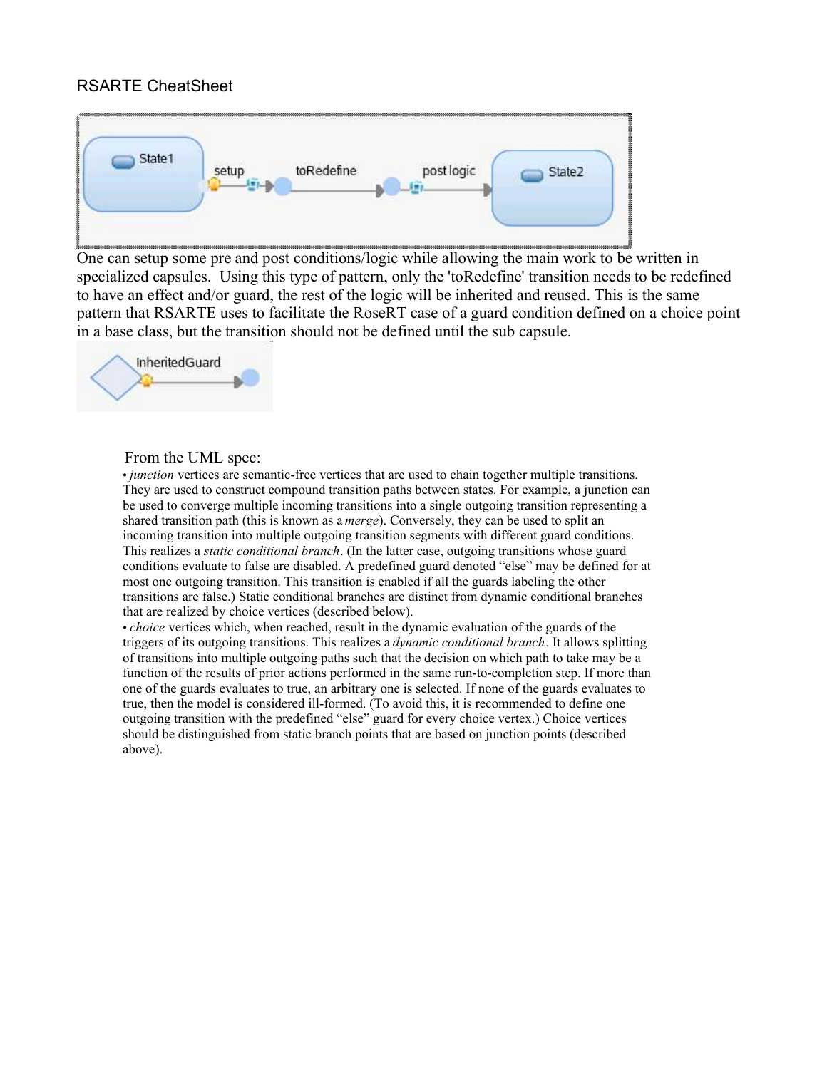RSARTE CheatSheet

State1

setup

toRedefine

post logic

State2

One can setup some pre and post conditions/logic while allowing the main work to be written in specialized capsules. Using this type of pattern, only the 'toRedefine' transition needs to be redefined to have an effect and/or guard, the rest of the logic will be inherited and reused. This is the same pattern that RSARTE uses to facilitate the RoseRT case of a guard condition defined on a choice point in a base class, but the transition should not be defined until the sub capsule.

InheritedGuard

From the UML spec:

• *junction* vertices are semantic-free vertices that are used to chain together multiple transitions. They are used to construct compound transition paths between states. For example, a junction can be used to converge multiple incoming transitions into a single outgoing transition representing a shared transition path (this is known as a *merge*). Conversely, they can be used to split an incoming transition into multiple outgoing transition segments with different guard conditions. This realizes a *static conditional branch*. (In the latter case, outgoing transitions whose guard conditions evaluate to false are disabled. A predefined guard denoted "else" may be defined for at most one outgoing transition. This transition is enabled if all the guards labeling the other transitions are false.) Static conditional branches are distinct from dynamic conditional branches that are realized by choice vertices (described below).

• *choice* vertices which, when reached, result in the dynamic evaluation of the guards of the triggers of its outgoing transitions. This realizes a *dynamic conditional branch*. It allows splitting of transitions into multiple outgoing paths such that the decision on which path to take may be a function of the results of prior actions performed in the same run-to-completion step. If more than one of the guards evaluates to true, an arbitrary one is selected. If none of the guards evaluates to true, then the model is considered ill-formed. (To avoid this, it is recommended to define one outgoing transition with the predefined "else" guard for every choice vertex.) Choice vertices should be distinguished from static branch points that are based on junction points (described above).